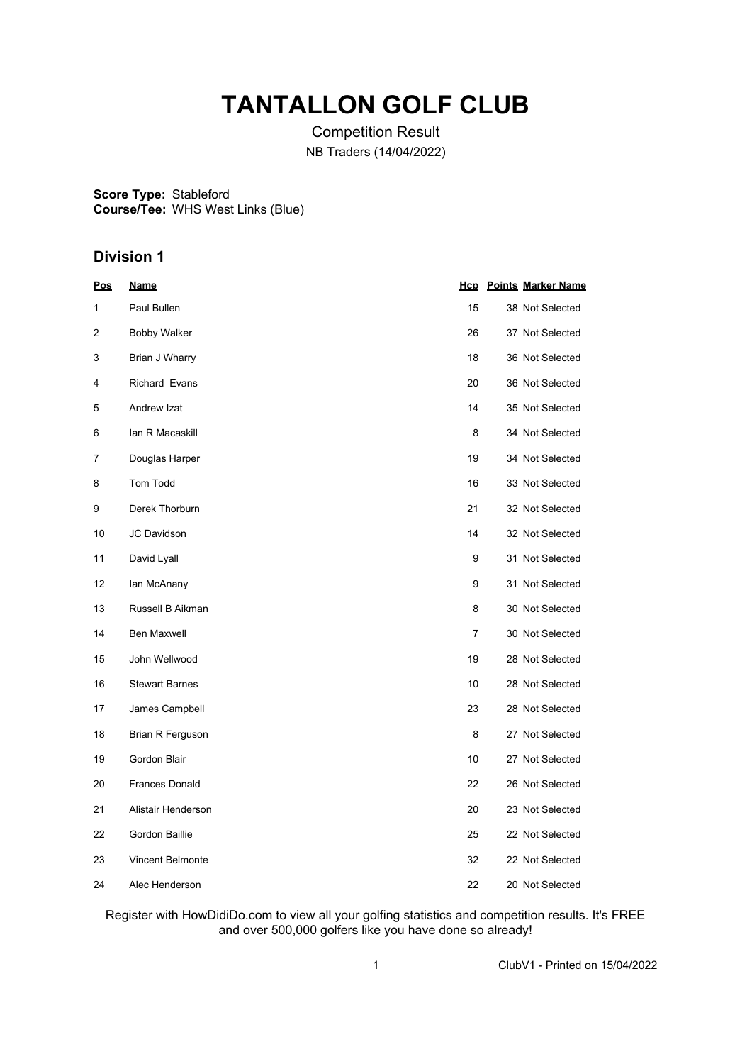# TANTALLON GOLF CLUB

Competition Result

NB Traders (14/04/2022)

**Score Type:** Stableford
**Course/Tee:** WHS West Links (Blue)

## Division 1

| Pos | Name | Hcp | Points | Marker Name |
|---|---|---|---|---|
| 1 | Paul Bullen | 15 | 38 | Not Selected |
| 2 | Bobby Walker | 26 | 37 | Not Selected |
| 3 | Brian J Wharry | 18 | 36 | Not Selected |
| 4 | Richard Evans | 20 | 36 | Not Selected |
| 5 | Andrew Izat | 14 | 35 | Not Selected |
| 6 | Ian R Macaskill | 8 | 34 | Not Selected |
| 7 | Douglas Harper | 19 | 34 | Not Selected |
| 8 | Tom Todd | 16 | 33 | Not Selected |
| 9 | Derek Thorburn | 21 | 32 | Not Selected |
| 10 | JC Davidson | 14 | 32 | Not Selected |
| 11 | David Lyall | 9 | 31 | Not Selected |
| 12 | Ian McAnany | 9 | 31 | Not Selected |
| 13 | Russell B Aikman | 8 | 30 | Not Selected |
| 14 | Ben Maxwell | 7 | 30 | Not Selected |
| 15 | John Wellwood | 19 | 28 | Not Selected |
| 16 | Stewart Barnes | 10 | 28 | Not Selected |
| 17 | James Campbell | 23 | 28 | Not Selected |
| 18 | Brian R Ferguson | 8 | 27 | Not Selected |
| 19 | Gordon Blair | 10 | 27 | Not Selected |
| 20 | Frances Donald | 22 | 26 | Not Selected |
| 21 | Alistair Henderson | 20 | 23 | Not Selected |
| 22 | Gordon Baillie | 25 | 22 | Not Selected |
| 23 | Vincent Belmonte | 32 | 22 | Not Selected |
| 24 | Alec Henderson | 22 | 20 | Not Selected |

Register with HowDidiDo.com to view all your golfing statistics and competition results. It's FREE and over 500,000 golfers like you have done so already!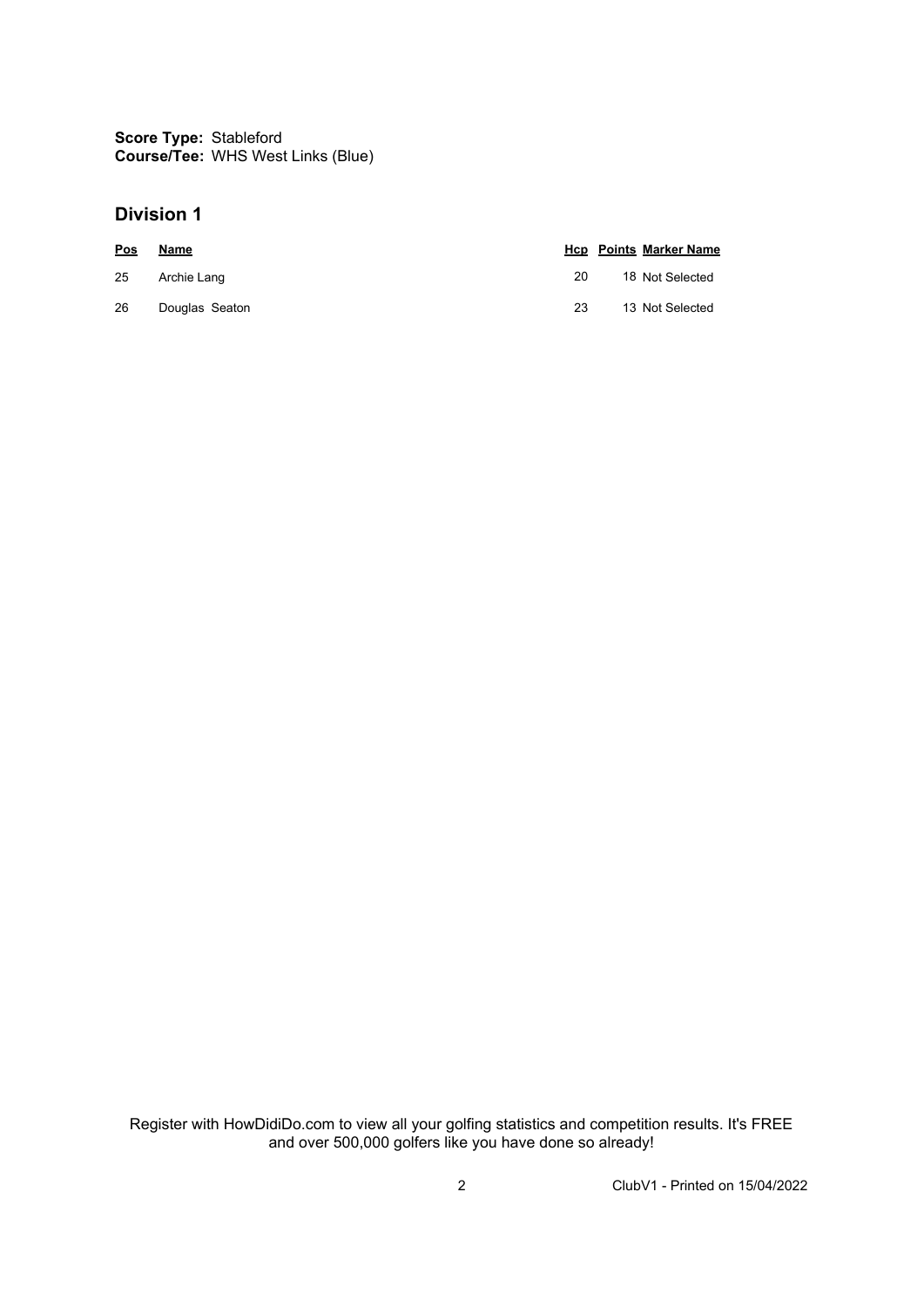**Score Type:** Stableford
**Course/Tee:** WHS West Links (Blue)

## Division 1

| Pos | Name | Hcp | Points | Marker Name |
|---|---|---|---|---|
| 25 | Archie Lang | 20 | 18 | Not Selected |
| 26 | Douglas Seaton | 23 | 13 | Not Selected |

Register with HowDidiDo.com to view all your golfing statistics and competition results. It's FREE and over 500,000 golfers like you have done so already!

ClubV1 - Printed on 15/04/2022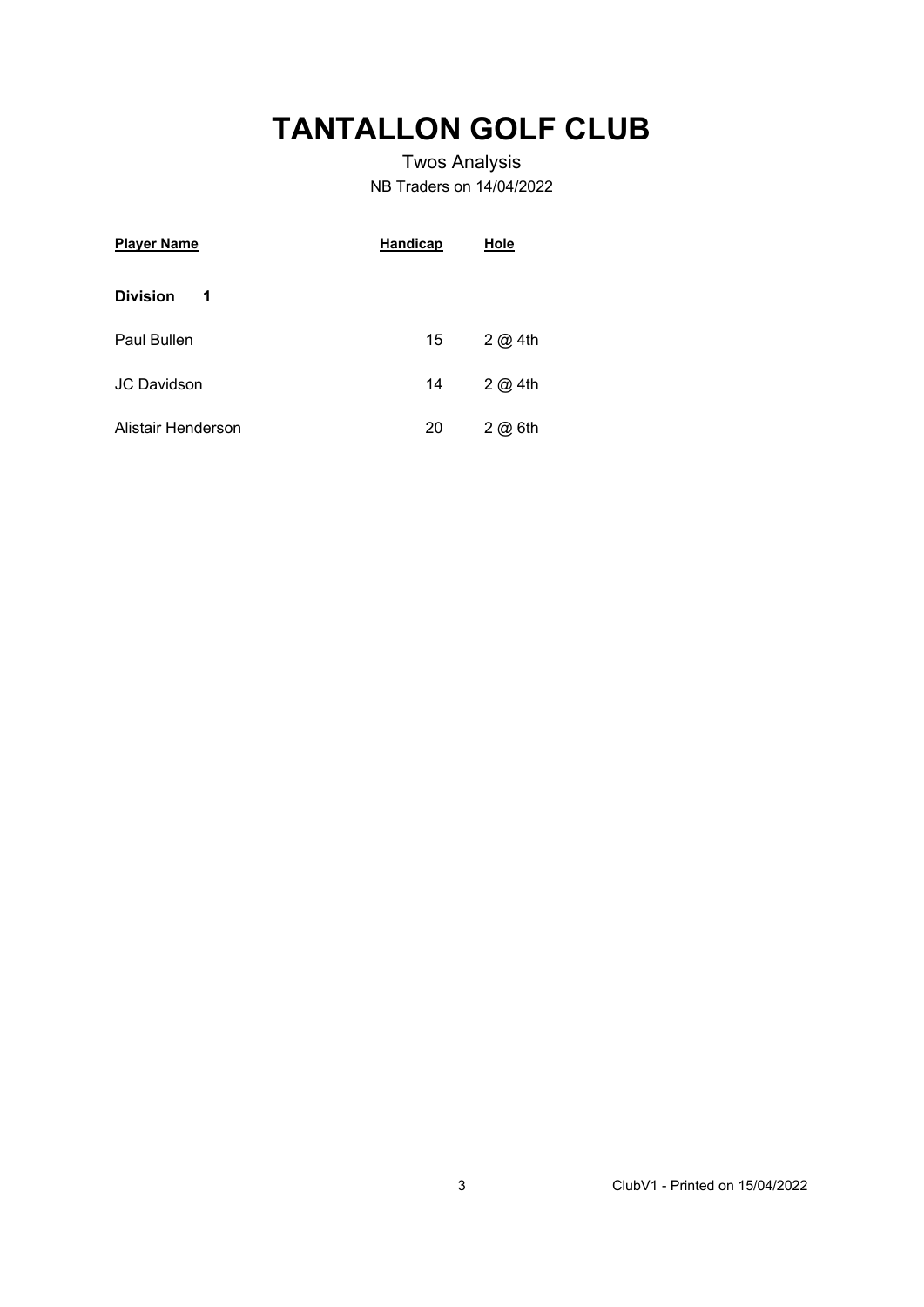# TANTALLON GOLF CLUB

Twos Analysis

NB Traders on 14/04/2022

| Player Name | Handicap | Hole |
|---|---|---|
| **Division 1** | | |
| Paul Bullen | 15 | 2 @ 4th |
| JC Davidson | 14 | 2 @ 4th |
| Alistair Henderson | 20 | 2 @ 6th |

ClubV1 - Printed on 15/04/2022